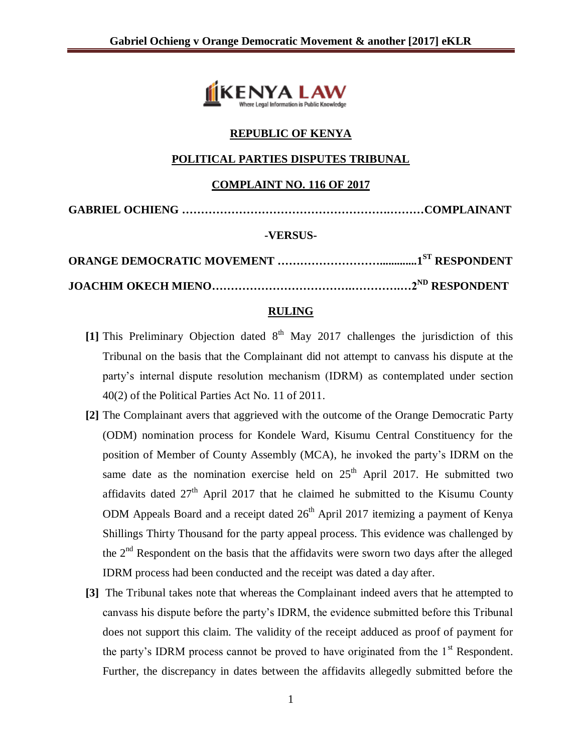**REPUBLIC OF KENYA**

**POLITICAL PARTIES DISPUTES TRIBUNAL**

**COMPLAINT NO. 116 OF 2017**

**GABRIEL OCHIENG ……………………………………………………COMPLAINANT**

**-VERSUS-**

**ORANGE DEMOCRATIC MOVEMENT …………………….............1ST RESPONDENT**

**JOACHIM OKECH MIENO………………………………….……………2ND RESPONDENT**

**RULING**

**[1]** This Preliminary Objection dated 8th May 2017 challenges the jurisdiction of this Tribunal on the basis that the Complainant did not attempt to canvass his dispute at the party's internal dispute resolution mechanism (IDRM) as contemplated under section 40(2) of the Political Parties Act No. 11 of 2011.

**[2]** The Complainant avers that aggrieved with the outcome of the Orange Democratic Party (ODM) nomination process for Kondele Ward, Kisumu Central Constituency for the position of Member of County Assembly (MCA), he invoked the party's IDRM on the same date as the nomination exercise held on 25th April 2017. He submitted two affidavits dated 27th April 2017 that he claimed he submitted to the Kisumu County ODM Appeals Board and a receipt dated 26th April 2017 itemizing a payment of Kenya Shillings Thirty Thousand for the party appeal process. This evidence was challenged by the 2nd Respondent on the basis that the affidavits were sworn two days after the alleged IDRM process had been conducted and the receipt was dated a day after.

**[3]** The Tribunal takes note that whereas the Complainant indeed avers that he attempted to canvass his dispute before the party's IDRM, the evidence submitted before this Tribunal does not support this claim. The validity of the receipt adduced as proof of payment for the party's IDRM process cannot be proved to have originated from the 1st Respondent. Further, the discrepancy in dates between the affidavits allegedly submitted before the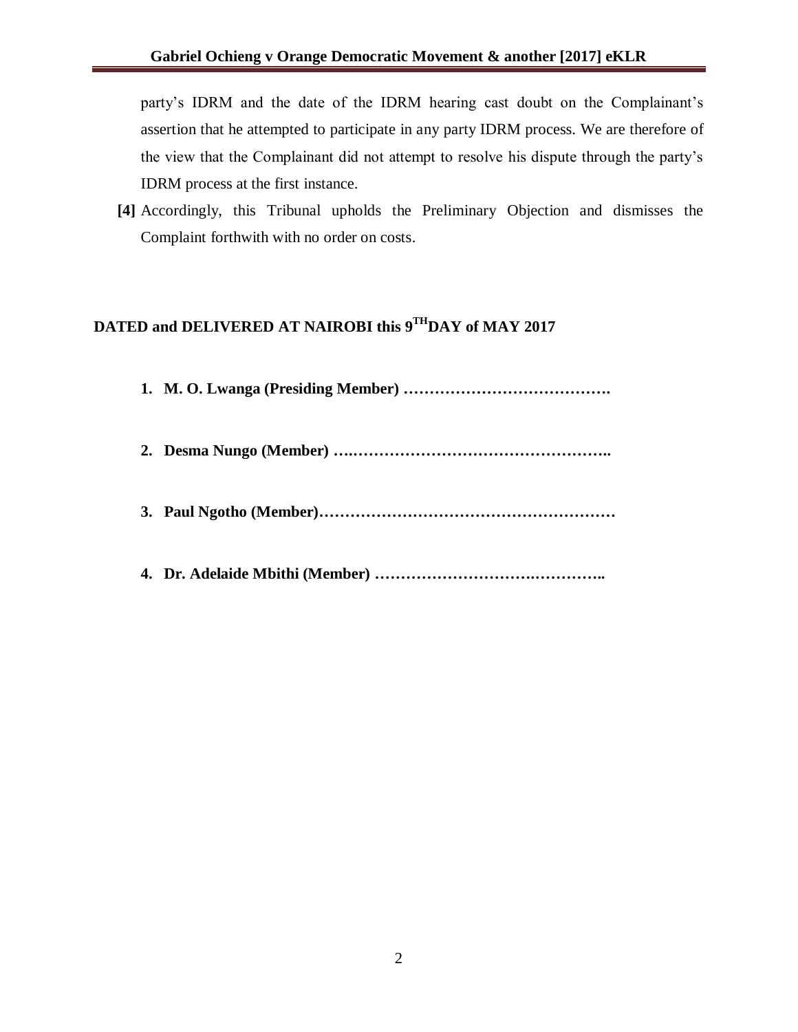party's IDRM and the date of the IDRM hearing cast doubt on the Complainant's assertion that he attempted to participate in any party IDRM process. We are therefore of the view that the Complainant did not attempt to resolve his dispute through the party's IDRM process at the first instance.

**[4]** Accordingly, this Tribunal upholds the Preliminary Objection and dismisses the Complaint forthwith with no order on costs.

**DATED and DELIVERED AT NAIROBI this 9TH DAY of MAY 2017**

1. **M. O. Lwanga (Presiding Member) ………………………………….**

2. **Desma Nungo (Member) ….…………………………………………..**

3. **Paul Ngotho (Member)…………………………………………………**

4. **Dr. Adelaide Mbithi (Member) ……………………….…………..**